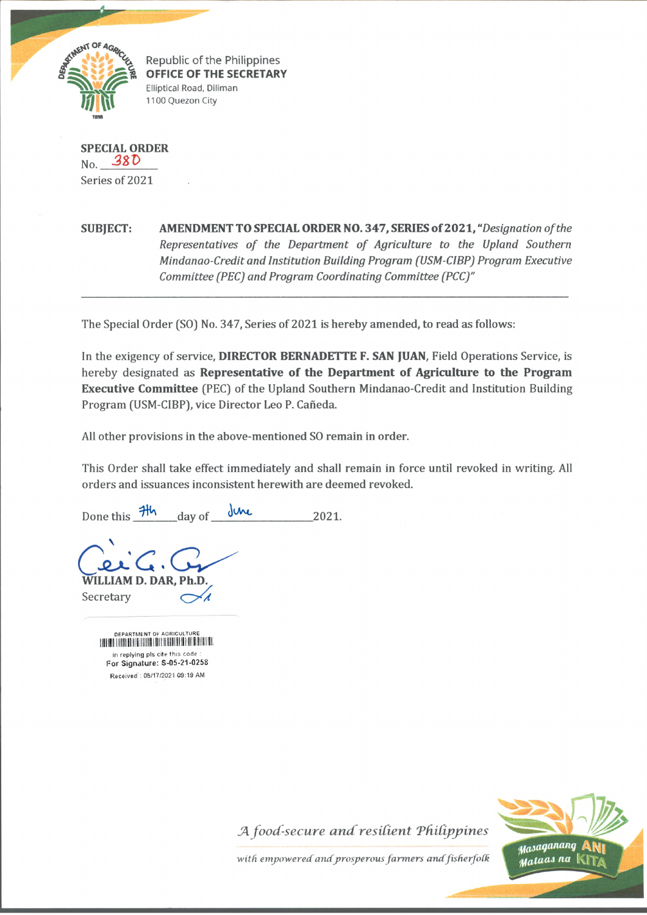Republic of the Philippines
**OFFICE OF THE SECRETARY**
Elliptical Road, Diliman
1100 Quezon City

**SPECIAL ORDER**
No. 380
Series of 2021

**SUBJECT:** **AMENDMENT TO SPECIAL ORDER NO. 347, SERIES of 2021, "*Designation of the Representatives of the Department of Agriculture to the Upland Southern Mindanao-Credit and Institution Building Program (USM-CIBP) Program Executive Committee (PEC) and Program Coordinating Committee (PCC)*"**

---

The Special Order (SO) No. 347, Series of 2021 is hereby amended, to read as follows:

In the exigency of service, **DIRECTOR BERNADETTE F. SAN JUAN**, Field Operations Service, is hereby designated as **Representative of the Department of Agriculture to the Program Executive Committee** (PEC) of the Upland Southern Mindanao-Credit and Institution Building Program (USM-CIBP), vice Director Leo P. Cañeda.

All other provisions in the above-mentioned SO remain in order.

This Order shall take effect immediately and shall remain in force until revoked in writing. All orders and issuances inconsistent herewith are deemed revoked.

Done this 7th day of June 2021.

**WILLIAM D. DAR, Ph.D.**
Secretary

DEPARTMENT OF AGRICULTURE
in replying pls cite this code :
For Signature: S-05-21-0258
Received : 05/17/2021 09:19 AM

*A food-secure and resilient Philippines*
*with empowered and prosperous farmers and fisherfolk*

Masaganang ANI Mataas na KITA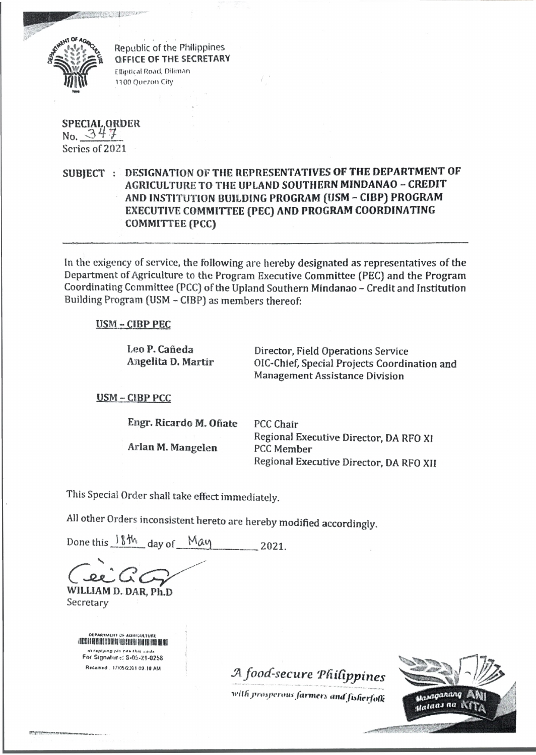Republic of the Philippines
**OFFICE OF THE SECRETARY**
Elliptical Road, Diliman
1100 Quezon City

**SPECIAL ORDER**
No. 347
Series of 2021

**SUBJECT : DESIGNATION OF THE REPRESENTATIVES OF THE DEPARTMENT OF AGRICULTURE TO THE UPLAND SOUTHERN MINDANAO – CREDIT AND INSTITUTION BUILDING PROGRAM (USM – CIBP) PROGRAM EXECUTIVE COMMITTEE (PEC) AND PROGRAM COORDINATING COMMITTEE (PCC)**

---

In the exigency of service, the following are hereby designated as representatives of the Department of Agriculture to the Program Executive Committee (PEC) and the Program Coordinating Committee (PCC) of the Upland Southern Mindanao – Credit and Institution Building Program (USM – CIBP) as members thereof:

**USM – CIBP PEC**

| | |
|---|---|
| **Leo P. Cañeda** | Director, Field Operations Service |
| **Angelita D. Martir** | OIC-Chief, Special Projects Coordination and Management Assistance Division |

**USM – CIBP PCC**

| | |
|---|---|
| **Engr. Ricardo M. Oñate** | PCC Chair<br>Regional Executive Director, DA RFO XI |
| **Arlan M. Mangelen** | PCC Member<br>Regional Executive Director, DA RFO XII |

This Special Order shall take effect immediately.

All other Orders inconsistent hereto are hereby modified accordingly.

Done this 18th day of May 2021.

**WILLIAM D. DAR, Ph.D**
Secretary

DEPARTMENT OF AGRICULTURE
In replying pls cite this code
For Signature: S-05-21-0258
Received : 17/05/2021 09:10 AM

*A food-secure Philippines*
*with prosperous farmers and fisherfolk*

Masaganang ANI Mataas na KITA